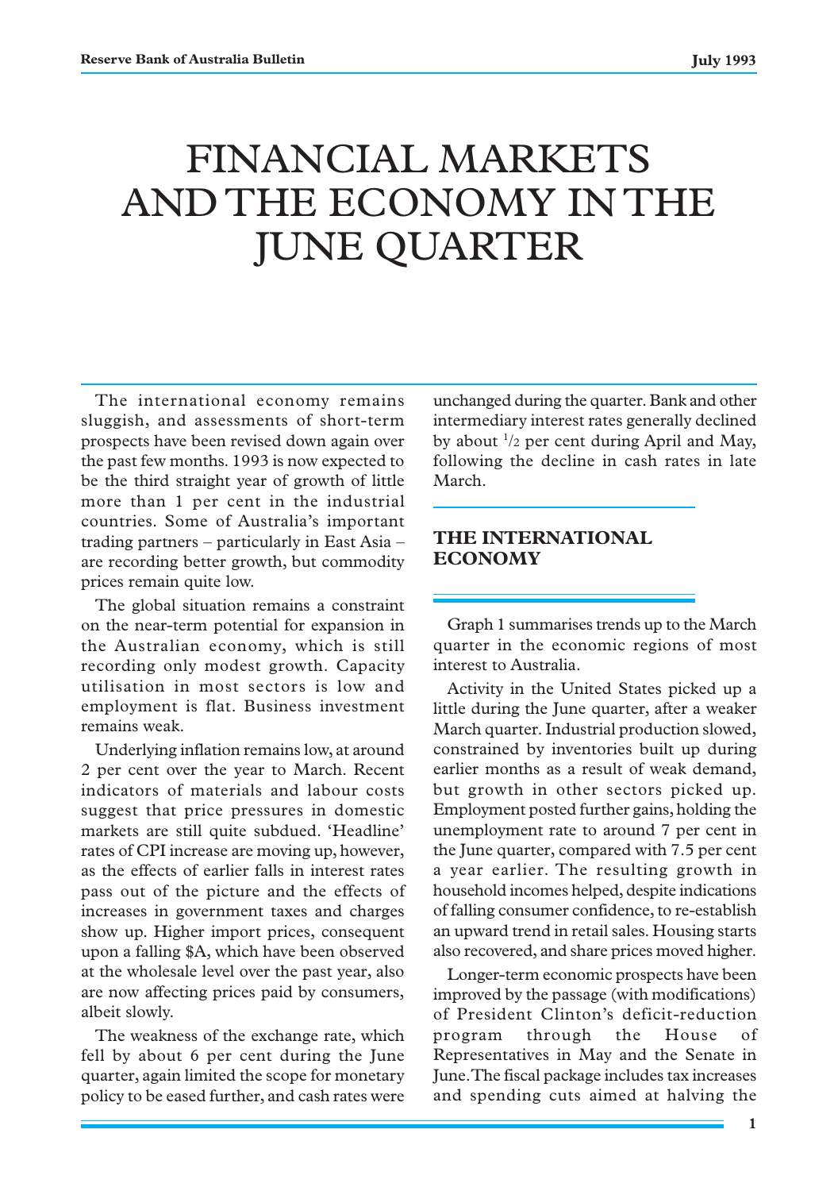# FINANCIAL MARKETS AND THE ECONOMY IN THE JUNE QUARTER

The international economy remains sluggish, and assessments of short-term prospects have been revised down again over the past few months. 1993 is now expected to be the third straight year of growth of little more than 1 per cent in the industrial countries. Some of Australia's important trading partners – particularly in East Asia – are recording better growth, but commodity prices remain quite low.

The global situation remains a constraint on the near-term potential for expansion in the Australian economy, which is still recording only modest growth. Capacity utilisation in most sectors is low and employment is flat. Business investment remains weak.

Underlying inflation remains low, at around 2 per cent over the year to March. Recent indicators of materials and labour costs suggest that price pressures in domestic markets are still quite subdued. 'Headline' rates of CPI increase are moving up, however, as the effects of earlier falls in interest rates pass out of the picture and the effects of increases in government taxes and charges show up. Higher import prices, consequent upon a falling $A, which have been observed at the wholesale level over the past year, also are now affecting prices paid by consumers, albeit slowly.

The weakness of the exchange rate, which fell by about 6 per cent during the June quarter, again limited the scope for monetary policy to be eased further, and cash rates were unchanged during the quarter. Bank and other intermediary interest rates generally declined by about $^{1}/_{2}$ per cent during April and May, following the decline in cash rates in late March.

## THE INTERNATIONAL ECONOMY

Graph 1 summarises trends up to the March quarter in the economic regions of most interest to Australia.

Activity in the United States picked up a little during the June quarter, after a weaker March quarter. Industrial production slowed, constrained by inventories built up during earlier months as a result of weak demand, but growth in other sectors picked up. Employment posted further gains, holding the unemployment rate to around 7 per cent in the June quarter, compared with 7.5 per cent a year earlier. The resulting growth in household incomes helped, despite indications of falling consumer confidence, to re-establish an upward trend in retail sales. Housing starts also recovered, and share prices moved higher.

Longer-term economic prospects have been improved by the passage (with modifications) of President Clinton's deficit-reduction program through the House of Representatives in May and the Senate in June. The fiscal package includes tax increases and spending cuts aimed at halving the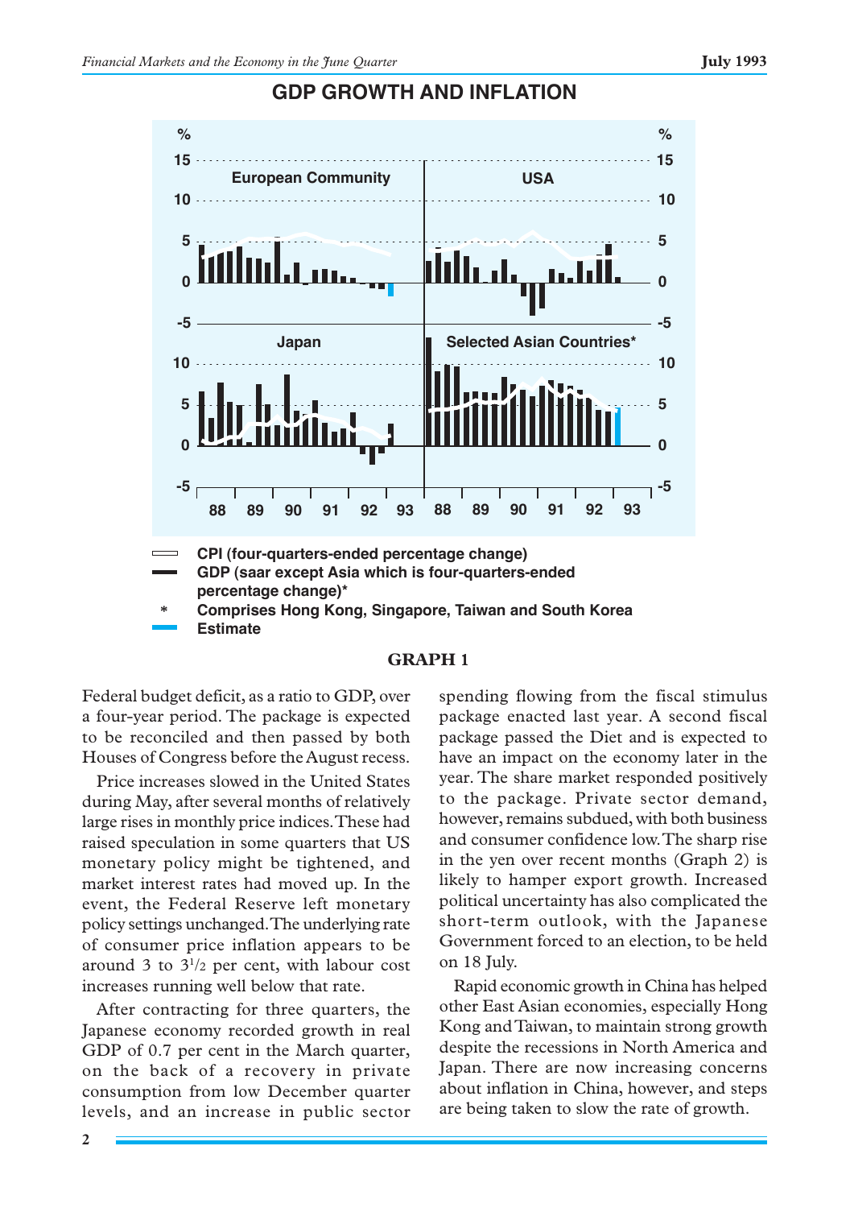## GDP GROWTH AND INFLATION

CPI (four-quarters-ended percentage change)

GDP (saar except Asia which is four-quarters-ended percentage change)*

\* Comprises Hong Kong, Singapore, Taiwan and South Korea

Estimate

**GRAPH 1**

Federal budget deficit, as a ratio to GDP, over a four-year period. The package is expected to be reconciled and then passed by both Houses of Congress before the August recess.

Price increases slowed in the United States during May, after several months of relatively large rises in monthly price indices. These had raised speculation in some quarters that US monetary policy might be tightened, and market interest rates had moved up. In the event, the Federal Reserve left monetary policy settings unchanged. The underlying rate of consumer price inflation appears to be around 3 to $3^{1}/_{2}$ per cent, with labour cost increases running well below that rate.

After contracting for three quarters, the Japanese economy recorded growth in real GDP of 0.7 per cent in the March quarter, on the back of a recovery in private consumption from low December quarter levels, and an increase in public sector spending flowing from the fiscal stimulus package enacted last year. A second fiscal package passed the Diet and is expected to have an impact on the economy later in the year. The share market responded positively to the package. Private sector demand, however, remains subdued, with both business and consumer confidence low. The sharp rise in the yen over recent months (Graph 2) is likely to hamper export growth. Increased political uncertainty has also complicated the short-term outlook, with the Japanese Government forced to an election, to be held on 18 July.

Rapid economic growth in China has helped other East Asian economies, especially Hong Kong and Taiwan, to maintain strong growth despite the recessions in North America and Japan. There are now increasing concerns about inflation in China, however, and steps are being taken to slow the rate of growth.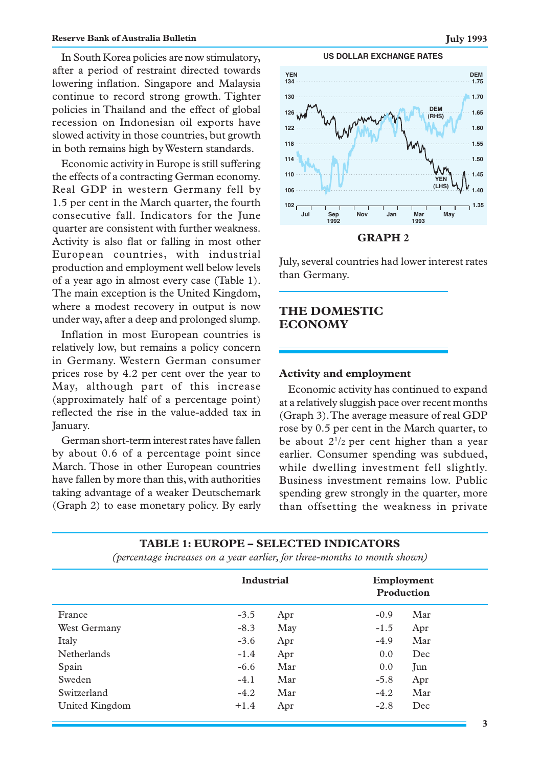In South Korea policies are now stimulatory, after a period of restraint directed towards lowering inflation. Singapore and Malaysia continue to record strong growth. Tighter policies in Thailand and the effect of global recession on Indonesian oil exports have slowed activity in those countries, but growth in both remains high by Western standards.

Economic activity in Europe is still suffering the effects of a contracting German economy. Real GDP in western Germany fell by 1.5 per cent in the March quarter, the fourth consecutive fall. Indicators for the June quarter are consistent with further weakness. Activity is also flat or falling in most other European countries, with industrial production and employment well below levels of a year ago in almost every case (Table 1). The main exception is the United Kingdom, where a modest recovery in output is now under way, after a deep and prolonged slump.

Inflation in most European countries is relatively low, but remains a policy concern in Germany. Western German consumer prices rose by 4.2 per cent over the year to May, although part of this increase (approximately half of a percentage point) reflected the rise in the value-added tax in January.

German short-term interest rates have fallen by about 0.6 of a percentage point since March. Those in other European countries have fallen by more than this, with authorities taking advantage of a weaker Deutschemark (Graph 2) to ease monetary policy. By early July, several countries had lower interest rates than Germany.

**US DOLLAR EXCHANGE RATES**

**GRAPH 2**

## THE DOMESTIC ECONOMY

### Activity and employment

Economic activity has continued to expand at a relatively sluggish pace over recent months (Graph 3). The average measure of real GDP rose by 0.5 per cent in the March quarter, to be about $2^1/_2$ per cent higher than a year earlier. Consumer spending was subdued, while dwelling investment fell slightly. Business investment remains low. Public spending grew strongly in the quarter, more than offsetting the weakness in private

**TABLE 1: EUROPE – SELECTED INDICATORS**

*(percentage increases on a year earlier, for three-months to month shown)*

| | Industrial | | Employment Production | |
|---|---|---|---|---|
| France | -3.5 | Apr | -0.9 | Mar |
| West Germany | -8.3 | May | -1.5 | Apr |
| Italy | -3.6 | Apr | -4.9 | Mar |
| Netherlands | -1.4 | Apr | 0.0 | Dec |
| Spain | -6.6 | Mar | 0.0 | Jun |
| Sweden | -4.1 | Mar | -5.8 | Apr |
| Switzerland | -4.2 | Mar | -4.2 | Mar |
| United Kingdom | +1.4 | Apr | -2.8 | Dec |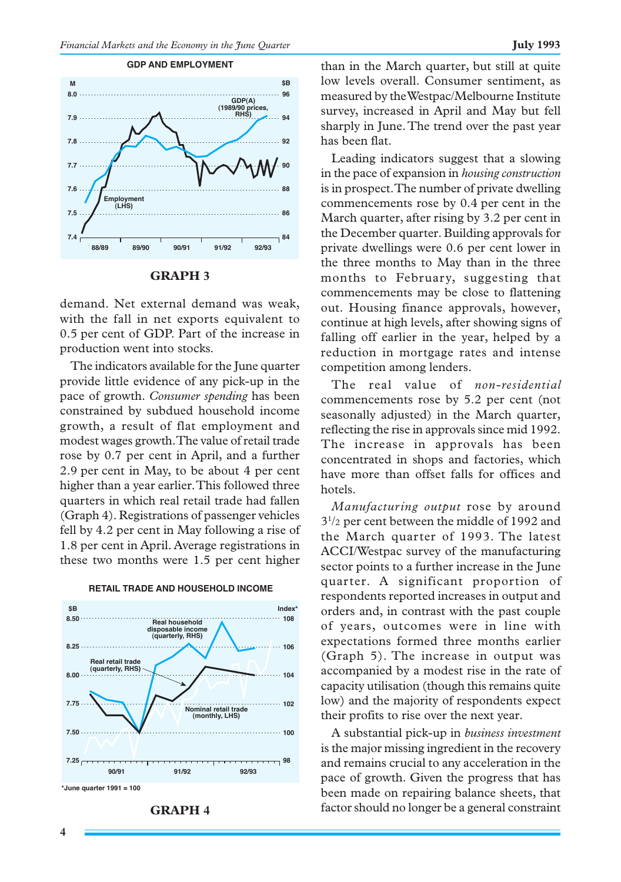GDP AND EMPLOYMENT

**GRAPH 3**

demand. Net external demand was weak, with the fall in net exports equivalent to 0.5 per cent of GDP. Part of the increase in production went into stocks.

The indicators available for the June quarter provide little evidence of any pick-up in the pace of growth. *Consumer spending* has been constrained by subdued household income growth, a result of flat employment and modest wages growth. The value of retail trade rose by 0.7 per cent in April, and a further 2.9 per cent in May, to be about 4 per cent higher than a year earlier. This followed three quarters in which real retail trade had fallen (Graph 4). Registrations of passenger vehicles fell by 4.2 per cent in May following a rise of 1.8 per cent in April. Average registrations in these two months were 1.5 per cent higher than in the March quarter, but still at quite low levels overall. Consumer sentiment, as measured by the Westpac/Melbourne Institute survey, increased in April and May but fell sharply in June. The trend over the past year has been flat.

RETAIL TRADE AND HOUSEHOLD INCOME

*June quarter 1991 = 100

**GRAPH 4**

Leading indicators suggest that a slowing in the pace of expansion in *housing construction* is in prospect. The number of private dwelling commencements rose by 0.4 per cent in the March quarter, after rising by 3.2 per cent in the December quarter. Building approvals for private dwellings were 0.6 per cent lower in the three months to May than in the three months to February, suggesting that commencements may be close to flattening out. Housing finance approvals, however, continue at high levels, after showing signs of falling off earlier in the year, helped by a reduction in mortgage rates and intense competition among lenders.

The real value of *non-residential* commencements rose by 5.2 per cent (not seasonally adjusted) in the March quarter, reflecting the rise in approvals since mid 1992. The increase in approvals has been concentrated in shops and factories, which have more than offset falls for offices and hotels.

*Manufacturing output* rose by around $3^1/_2$ per cent between the middle of 1992 and the March quarter of 1993. The latest ACCI/Westpac survey of the manufacturing sector points to a further increase in the June quarter. A significant proportion of respondents reported increases in output and orders and, in contrast with the past couple of years, outcomes were in line with expectations formed three months earlier (Graph 5). The increase in output was accompanied by a modest rise in the rate of capacity utilisation (though this remains quite low) and the majority of respondents expect their profits to rise over the next year.

A substantial pick-up in *business investment* is the major missing ingredient in the recovery and remains crucial to any acceleration in the pace of growth. Given the progress that has been made on repairing balance sheets, that factor should no longer be a general constraint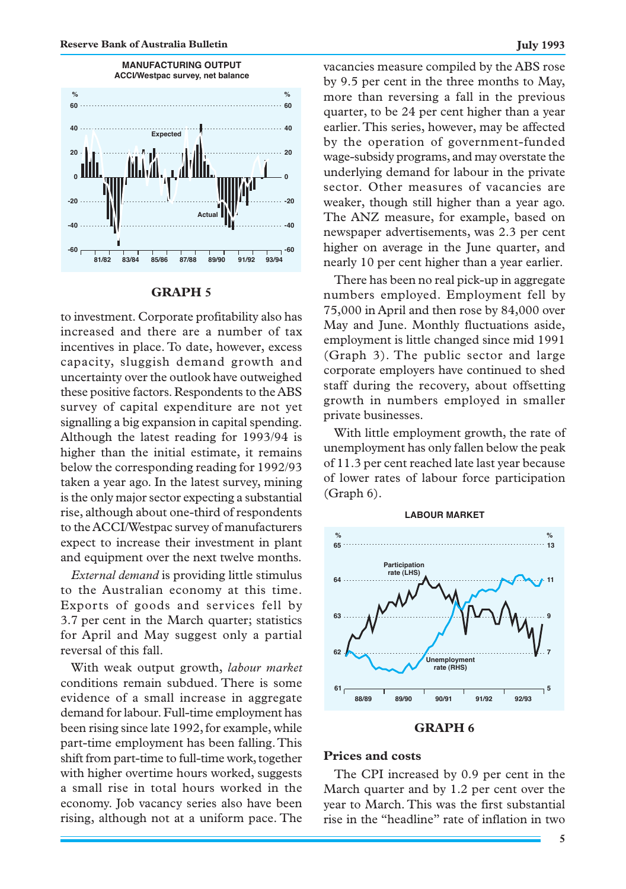**MANUFACTURING OUTPUT**
ACCI/Westpac survey, net balance

**GRAPH 5**

to investment. Corporate profitability also has increased and there are a number of tax incentives in place. To date, however, excess capacity, sluggish demand growth and uncertainty over the outlook have outweighed these positive factors. Respondents to the ABS survey of capital expenditure are not yet signalling a big expansion in capital spending. Although the latest reading for 1993/94 is higher than the initial estimate, it remains below the corresponding reading for 1992/93 taken a year ago. In the latest survey, mining is the only major sector expecting a substantial rise, although about one-third of respondents to the ACCI/Westpac survey of manufacturers expect to increase their investment in plant and equipment over the next twelve months.

*External demand* is providing little stimulus to the Australian economy at this time. Exports of goods and services fell by 3.7 per cent in the March quarter; statistics for April and May suggest only a partial reversal of this fall.

With weak output growth, *labour market* conditions remain subdued. There is some evidence of a small increase in aggregate demand for labour. Full-time employment has been rising since late 1992, for example, while part-time employment has been falling. This shift from part-time to full-time work, together with higher overtime hours worked, suggests a small rise in total hours worked in the economy. Job vacancy series also have been rising, although not at a uniform pace. The vacancies measure compiled by the ABS rose by 9.5 per cent in the three months to May, more than reversing a fall in the previous quarter, to be 24 per cent higher than a year earlier. This series, however, may be affected by the operation of government-funded wage-subsidy programs, and may overstate the underlying demand for labour in the private sector. Other measures of vacancies are weaker, though still higher than a year ago. The ANZ measure, for example, based on newspaper advertisements, was 2.3 per cent higher on average in the June quarter, and nearly 10 per cent higher than a year earlier.

There has been no real pick-up in aggregate numbers employed. Employment fell by 75,000 in April and then rose by 84,000 over May and June. Monthly fluctuations aside, employment is little changed since mid 1991 (Graph 3). The public sector and large corporate employers have continued to shed staff during the recovery, about offsetting growth in numbers employed in smaller private businesses.

With little employment growth, the rate of unemployment has only fallen below the peak of 11.3 per cent reached late last year because of lower rates of labour force participation (Graph 6).

**LABOUR MARKET**

**GRAPH 6**

## Prices and costs

The CPI increased by 0.9 per cent in the March quarter and by 1.2 per cent over the year to March. This was the first substantial rise in the "headline" rate of inflation in two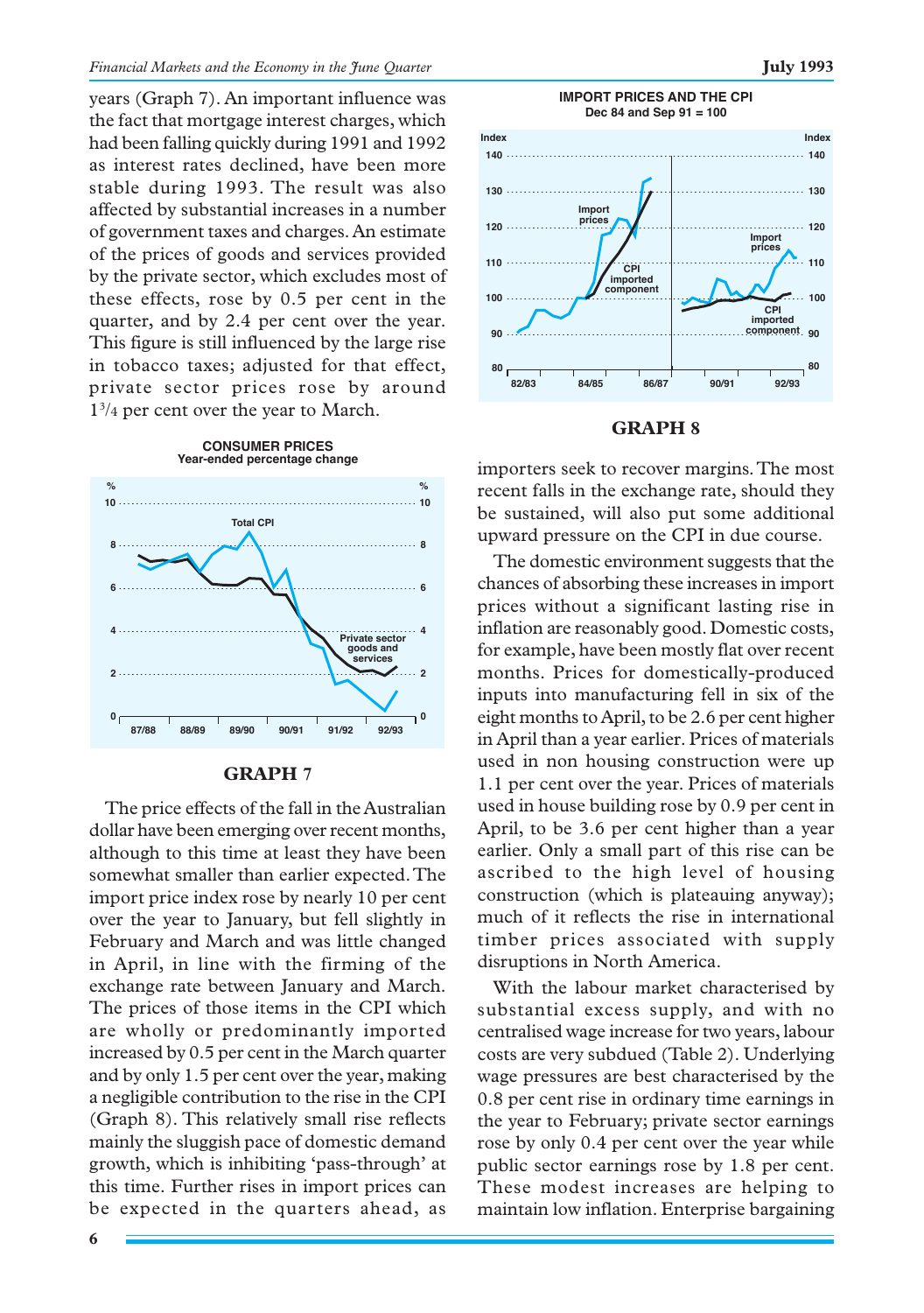years (Graph 7). An important influence was the fact that mortgage interest charges, which had been falling quickly during 1991 and 1992 as interest rates declined, have been more stable during 1993. The result was also affected by substantial increases in a number of government taxes and charges. An estimate of the prices of goods and services provided by the private sector, which excludes most of these effects, rose by 0.5 per cent in the quarter, and by 2.4 per cent over the year. This figure is still influenced by the large rise in tobacco taxes; adjusted for that effect, private sector prices rose by around $1^{3}/_{4}$ per cent over the year to March.

**CONSUMER PRICES**
Year-ended percentage change

**GRAPH 7**

The price effects of the fall in the Australian dollar have been emerging over recent months, although to this time at least they have been somewhat smaller than earlier expected. The import price index rose by nearly 10 per cent over the year to January, but fell slightly in February and March and was little changed in April, in line with the firming of the exchange rate between January and March. The prices of those items in the CPI which are wholly or predominantly imported increased by 0.5 per cent in the March quarter and by only 1.5 per cent over the year, making a negligible contribution to the rise in the CPI (Graph 8). This relatively small rise reflects mainly the sluggish pace of domestic demand growth, which is inhibiting 'pass-through' at this time. Further rises in import prices can be expected in the quarters ahead, as importers seek to recover margins. The most recent falls in the exchange rate, should they be sustained, will also put some additional upward pressure on the CPI in due course.

**IMPORT PRICES AND THE CPI**
Dec 84 and Sep 91 = 100

**GRAPH 8**

The domestic environment suggests that the chances of absorbing these increases in import prices without a significant lasting rise in inflation are reasonably good. Domestic costs, for example, have been mostly flat over recent months. Prices for domestically-produced inputs into manufacturing fell in six of the eight months to April, to be 2.6 per cent higher in April than a year earlier. Prices of materials used in non housing construction were up 1.1 per cent over the year. Prices of materials used in house building rose by 0.9 per cent in April, to be 3.6 per cent higher than a year earlier. Only a small part of this rise can be ascribed to the high level of housing construction (which is plateauing anyway); much of it reflects the rise in international timber prices associated with supply disruptions in North America.

With the labour market characterised by substantial excess supply, and with no centralised wage increase for two years, labour costs are very subdued (Table 2). Underlying wage pressures are best characterised by the 0.8 per cent rise in ordinary time earnings in the year to February; private sector earnings rose by only 0.4 per cent over the year while public sector earnings rose by 1.8 per cent. These modest increases are helping to maintain low inflation. Enterprise bargaining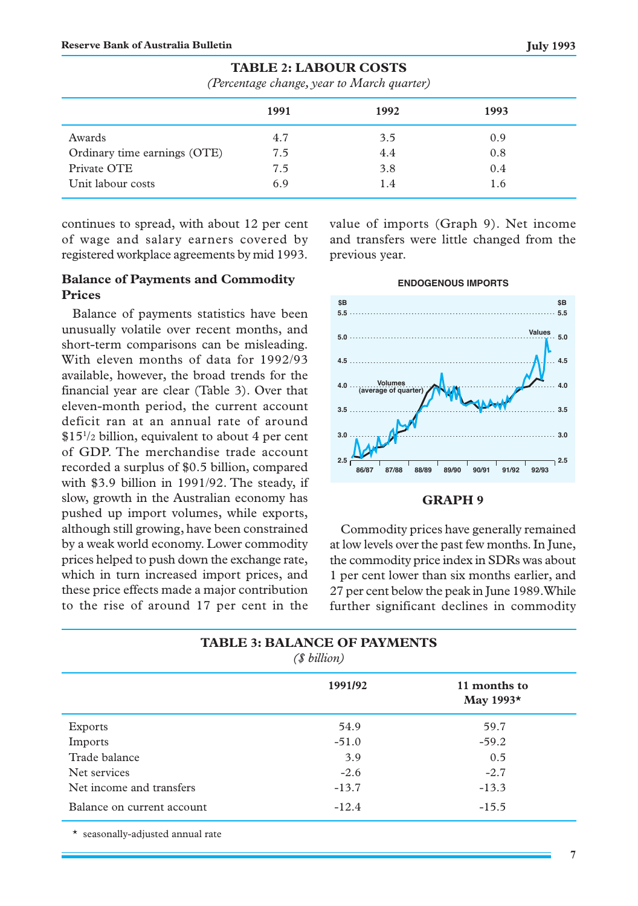**TABLE 2: LABOUR COSTS**

*(Percentage change, year to March quarter)*

| | 1991 | 1992 | 1993 |
|---|---|---|---|
| Awards | 4.7 | 3.5 | 0.9 |
| Ordinary time earnings (OTE) | 7.5 | 4.4 | 0.8 |
| Private OTE | 7.5 | 3.8 | 0.4 |
| Unit labour costs | 6.9 | 1.4 | 1.6 |

continues to spread, with about 12 per cent of wage and salary earners covered by registered workplace agreements by mid 1993.

### Balance of Payments and Commodity Prices

Balance of payments statistics have been unusually volatile over recent months, and short-term comparisons can be misleading. With eleven months of data for 1992/93 available, however, the broad trends for the financial year are clear (Table 3). Over that eleven-month period, the current account deficit ran at an annual rate of around $15½ billion, equivalent to about 4 per cent of GDP. The merchandise trade account recorded a surplus of $0.5 billion, compared with $3.9 billion in 1991/92. The steady, if slow, growth in the Australian economy has pushed up import volumes, while exports, although still growing, have been constrained by a weak world economy. Lower commodity prices helped to push down the exchange rate, which in turn increased import prices, and these price effects made a major contribution to the rise of around 17 per cent in the value of imports (Graph 9). Net income and transfers were little changed from the previous year.

**GRAPH 9**

Commodity prices have generally remained at low levels over the past few months. In June, the commodity price index in SDRs was about 1 per cent lower than six months earlier, and 27 per cent below the peak in June 1989. While further significant declines in commodity

**TABLE 3: BALANCE OF PAYMENTS**

*($ billion)*

| | 1991/92 | 11 months to May 1993* |
|---|---|---|
| Exports | 54.9 | 59.7 |
| Imports | -51.0 | -59.2 |
| Trade balance | 3.9 | 0.5 |
| Net services | -2.6 | -2.7 |
| Net income and transfers | -13.7 | -13.3 |
| Balance on current account | -12.4 | -15.5 |

\* seasonally-adjusted annual rate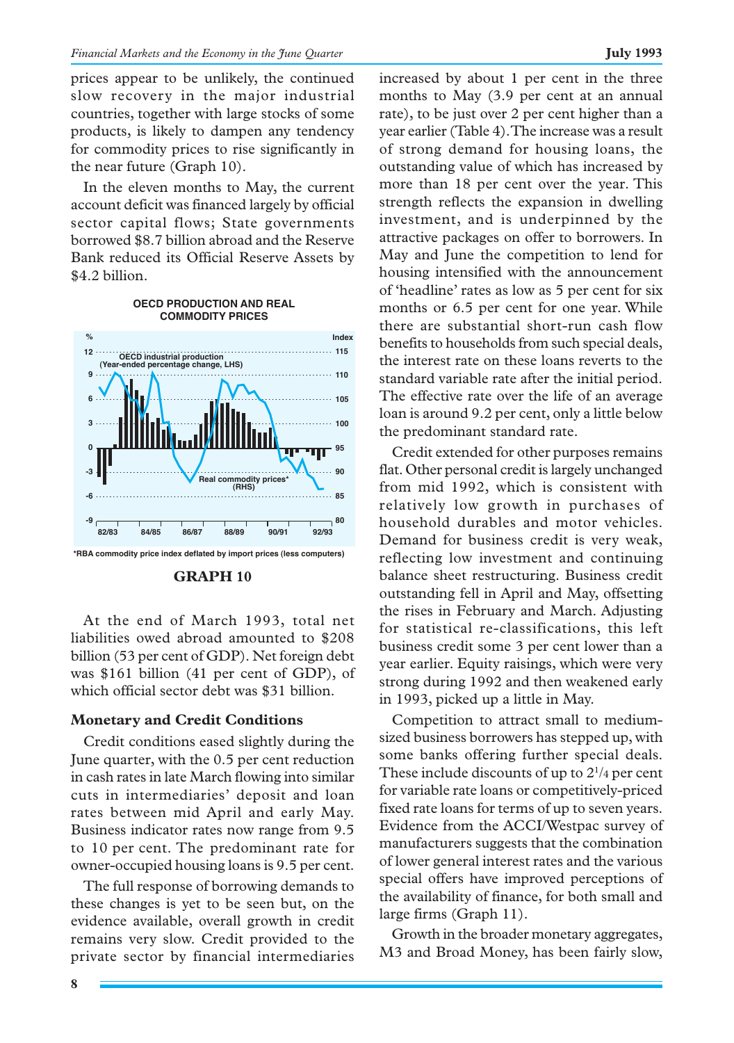prices appear to be unlikely, the continued slow recovery in the major industrial countries, together with large stocks of some products, is likely to dampen any tendency for commodity prices to rise significantly in the near future (Graph 10).

In the eleven months to May, the current account deficit was financed largely by official sector capital flows; State governments borrowed $8.7 billion abroad and the Reserve Bank reduced its Official Reserve Assets by $4.2 billion.

**OECD PRODUCTION AND REAL COMMODITY PRICES**

*RBA commodity price index deflated by import prices (less computers)

**GRAPH 10**

At the end of March 1993, total net liabilities owed abroad amounted to $208 billion (53 per cent of GDP). Net foreign debt was $161 billion (41 per cent of GDP), of which official sector debt was $31 billion.

### Monetary and Credit Conditions

Credit conditions eased slightly during the June quarter, with the 0.5 per cent reduction in cash rates in late March flowing into similar cuts in intermediaries' deposit and loan rates between mid April and early May. Business indicator rates now range from 9.5 to 10 per cent. The predominant rate for owner-occupied housing loans is 9.5 per cent.

The full response of borrowing demands to these changes is yet to be seen but, on the evidence available, overall growth in credit remains very slow. Credit provided to the private sector by financial intermediaries increased by about 1 per cent in the three months to May (3.9 per cent at an annual rate), to be just over 2 per cent higher than a year earlier (Table 4). The increase was a result of strong demand for housing loans, the outstanding value of which has increased by more than 18 per cent over the year. This strength reflects the expansion in dwelling investment, and is underpinned by the attractive packages on offer to borrowers. In May and June the competition to lend for housing intensified with the announcement of 'headline' rates as low as 5 per cent for six months or 6.5 per cent for one year. While there are substantial short-run cash flow benefits to households from such special deals, the interest rate on these loans reverts to the standard variable rate after the initial period. The effective rate over the life of an average loan is around 9.2 per cent, only a little below the predominant standard rate.

Credit extended for other purposes remains flat. Other personal credit is largely unchanged from mid 1992, which is consistent with relatively low growth in purchases of household durables and motor vehicles. Demand for business credit is very weak, reflecting low investment and continuing balance sheet restructuring. Business credit outstanding fell in April and May, offsetting the rises in February and March. Adjusting for statistical re-classifications, this left business credit some 3 per cent lower than a year earlier. Equity raisings, which were very strong during 1992 and then weakened early in 1993, picked up a little in May.

Competition to attract small to medium-sized business borrowers has stepped up, with some banks offering further special deals. These include discounts of up to 2¼ per cent for variable rate loans or competitively-priced fixed rate loans for terms of up to seven years. Evidence from the ACCI/Westpac survey of manufacturers suggests that the combination of lower general interest rates and the various special offers have improved perceptions of the availability of finance, for both small and large firms (Graph 11).

Growth in the broader monetary aggregates, M3 and Broad Money, has been fairly slow,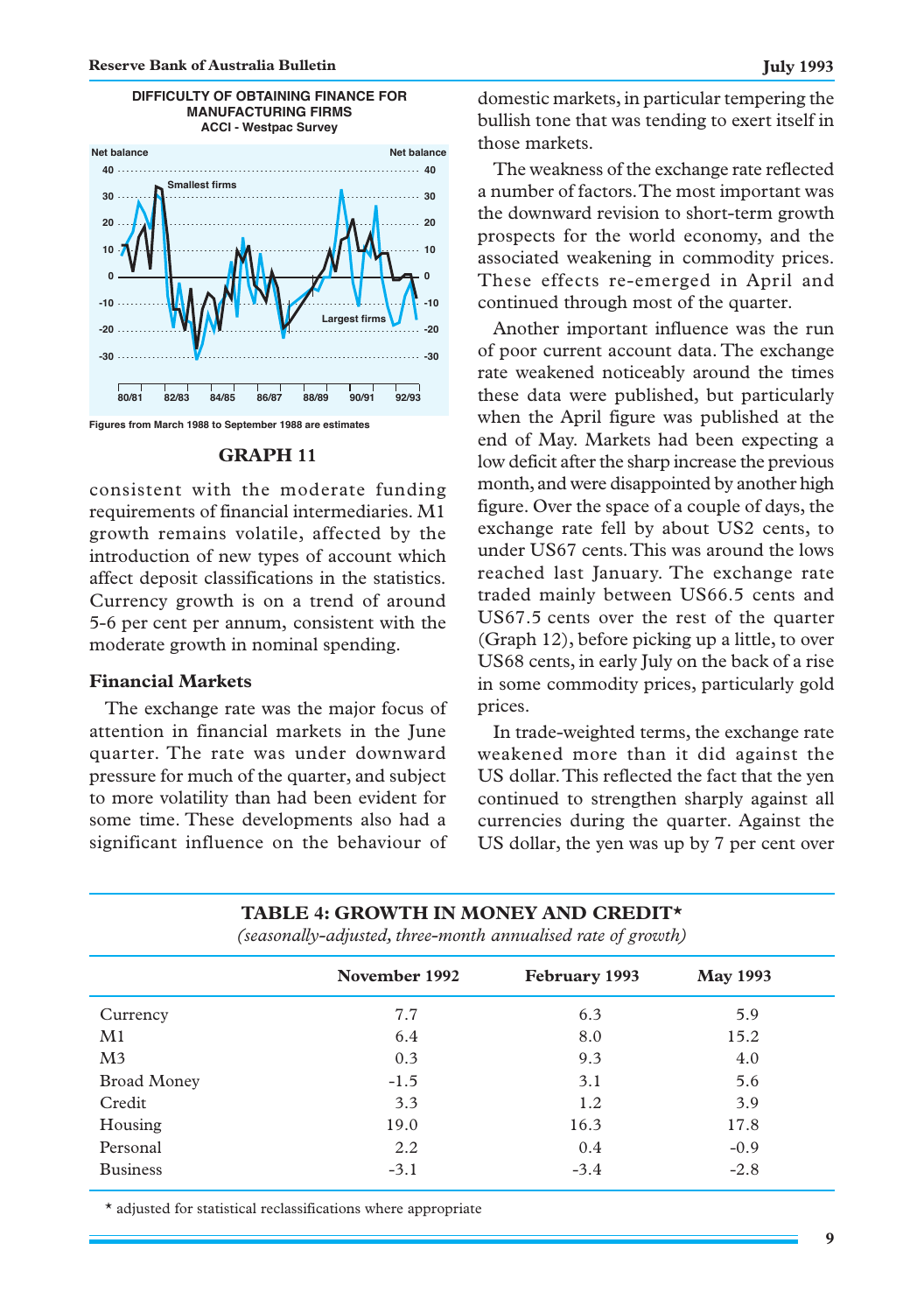**DIFFICULTY OF OBTAINING FINANCE FOR MANUFACTURING FIRMS**
**ACCI - Westpac Survey**

Figures from March 1988 to September 1988 are estimates

**GRAPH 11**

consistent with the moderate funding requirements of financial intermediaries. M1 growth remains volatile, affected by the introduction of new types of account which affect deposit classifications in the statistics. Currency growth is on a trend of around 5-6 per cent per annum, consistent with the moderate growth in nominal spending.

### Financial Markets

The exchange rate was the major focus of attention in financial markets in the June quarter. The rate was under downward pressure for much of the quarter, and subject to more volatility than had been evident for some time. These developments also had a significant influence on the behaviour of domestic markets, in particular tempering the bullish tone that was tending to exert itself in those markets.

The weakness of the exchange rate reflected a number of factors. The most important was the downward revision to short-term growth prospects for the world economy, and the associated weakening in commodity prices. These effects re-emerged in April and continued through most of the quarter.

Another important influence was the run of poor current account data. The exchange rate weakened noticeably around the times these data were published, but particularly when the April figure was published at the end of May. Markets had been expecting a low deficit after the sharp increase the previous month, and were disappointed by another high figure. Over the space of a couple of days, the exchange rate fell by about US2 cents, to under US67 cents. This was around the lows reached last January. The exchange rate traded mainly between US66.5 cents and US67.5 cents over the rest of the quarter (Graph 12), before picking up a little, to over US68 cents, in early July on the back of a rise in some commodity prices, particularly gold prices.

In trade-weighted terms, the exchange rate weakened more than it did against the US dollar. This reflected the fact that the yen continued to strengthen sharply against all currencies during the quarter. Against the US dollar, the yen was up by 7 per cent over

**TABLE 4: GROWTH IN MONEY AND CREDIT***
*(seasonally-adjusted, three-month annualised rate of growth)*

| | November 1992 | February 1993 | May 1993 |
|---|---|---|---|
| Currency | 7.7 | 6.3 | 5.9 |
| M1 | 6.4 | 8.0 | 15.2 |
| M3 | 0.3 | 9.3 | 4.0 |
| Broad Money | -1.5 | 3.1 | 5.6 |
| Credit | 3.3 | 1.2 | 3.9 |
| Housing | 19.0 | 16.3 | 17.8 |
| Personal | 2.2 | 0.4 | -0.9 |
| Business | -3.1 | -3.4 | -2.8 |

* adjusted for statistical reclassifications where appropriate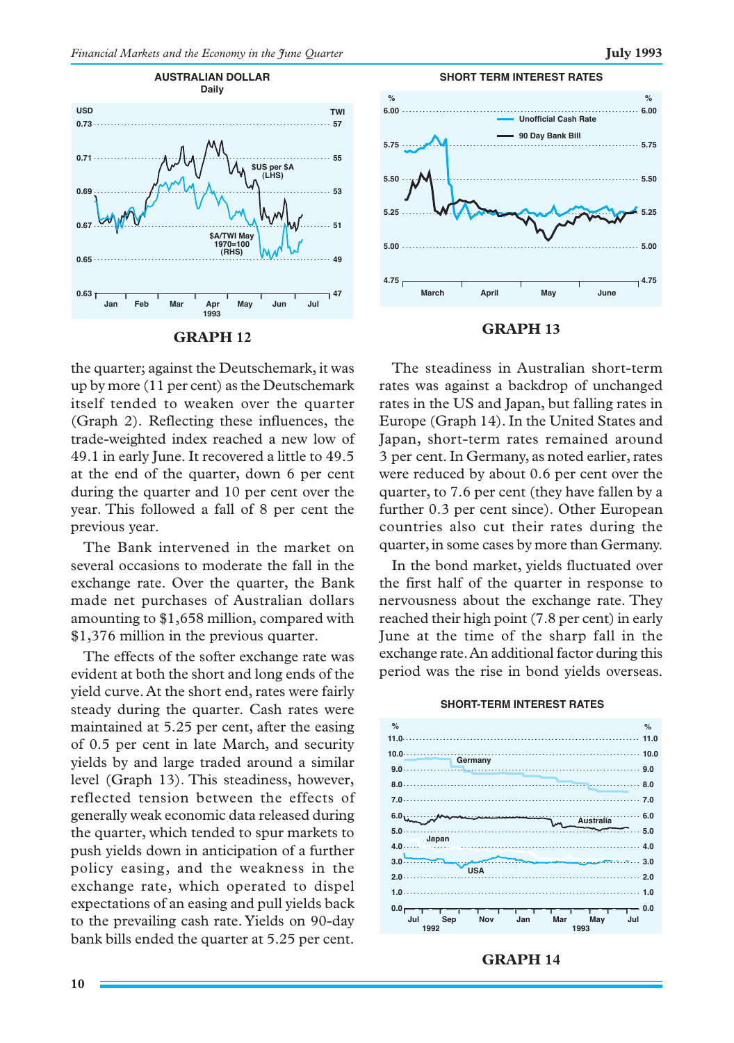AUSTRALIAN DOLLAR
Daily

GRAPH 12

SHORT TERM INTEREST RATES

GRAPH 13

the quarter; against the Deutschemark, it was up by more (11 per cent) as the Deutschemark itself tended to weaken over the quarter (Graph 2). Reflecting these influences, the trade-weighted index reached a new low of 49.1 in early June. It recovered a little to 49.5 at the end of the quarter, down 6 per cent during the quarter and 10 per cent over the year. This followed a fall of 8 per cent the previous year.

The Bank intervened in the market on several occasions to moderate the fall in the exchange rate. Over the quarter, the Bank made net purchases of Australian dollars amounting to $1,658 million, compared with $1,376 million in the previous quarter.

The effects of the softer exchange rate was evident at both the short and long ends of the yield curve. At the short end, rates were fairly steady during the quarter. Cash rates were maintained at 5.25 per cent, after the easing of 0.5 per cent in late March, and security yields by and large traded around a similar level (Graph 13). This steadiness, however, reflected tension between the effects of generally weak economic data released during the quarter, which tended to spur markets to push yields down in anticipation of a further policy easing, and the weakness in the exchange rate, which operated to dispel expectations of an easing and pull yields back to the prevailing cash rate. Yields on 90-day bank bills ended the quarter at 5.25 per cent.

The steadiness in Australian short-term rates was against a backdrop of unchanged rates in the US and Japan, but falling rates in Europe (Graph 14). In the United States and Japan, short-term rates remained around 3 per cent. In Germany, as noted earlier, rates were reduced by about 0.6 per cent over the quarter, to 7.6 per cent (they have fallen by a further 0.3 per cent since). Other European countries also cut their rates during the quarter, in some cases by more than Germany.

In the bond market, yields fluctuated over the first half of the quarter in response to nervousness about the exchange rate. They reached their high point (7.8 per cent) in early June at the time of the sharp fall in the exchange rate. An additional factor during this period was the rise in bond yields overseas.

SHORT-TERM INTEREST RATES

GRAPH 14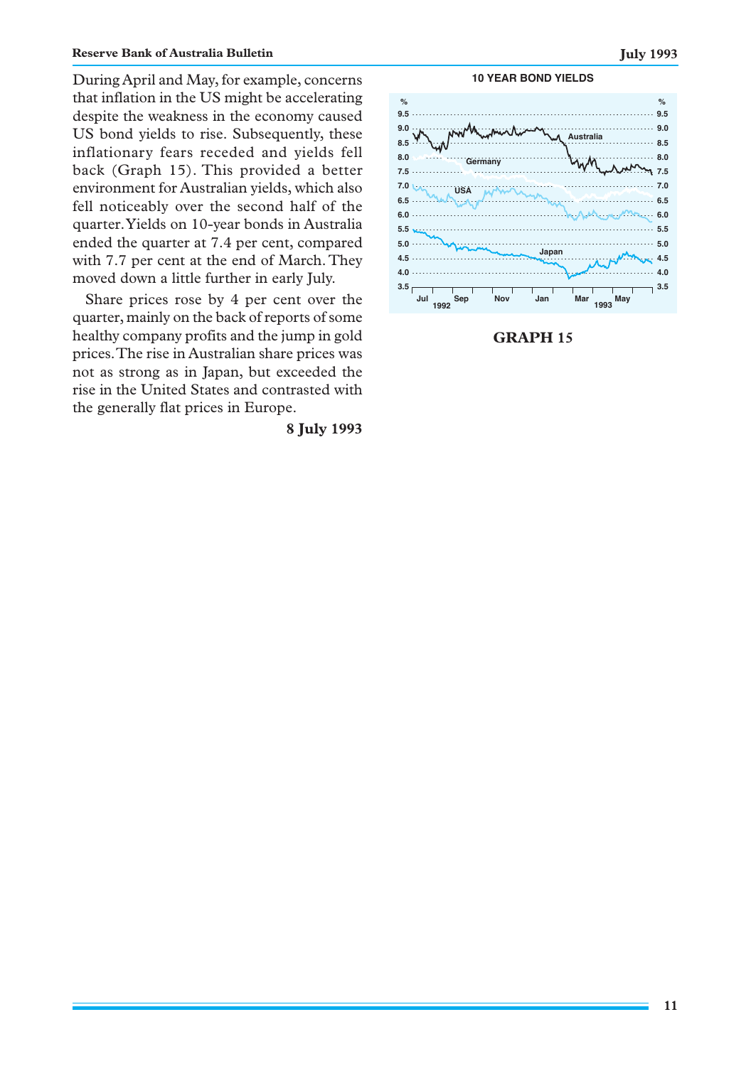During April and May, for example, concerns that inflation in the US might be accelerating despite the weakness in the economy caused US bond yields to rise. Subsequently, these inflationary fears receded and yields fell back (Graph 15). This provided a better environment for Australian yields, which also fell noticeably over the second half of the quarter. Yields on 10-year bonds in Australia ended the quarter at 7.4 per cent, compared with 7.7 per cent at the end of March. They moved down a little further in early July.

Share prices rose by 4 per cent over the quarter, mainly on the back of reports of some healthy company profits and the jump in gold prices. The rise in Australian share prices was not as strong as in Japan, but exceeded the rise in the United States and contrasted with the generally flat prices in Europe.

**8 July 1993**

10 YEAR BOND YIELDS

%
9.5
9.0
8.5
8.0
7.5
7.0
6.5
6.0
5.5
5.0
4.5
4.0
3.5

Australia
Germany
USA
Japan

Jul 1992 Sep Nov Jan Mar 1993 May

**GRAPH 15**